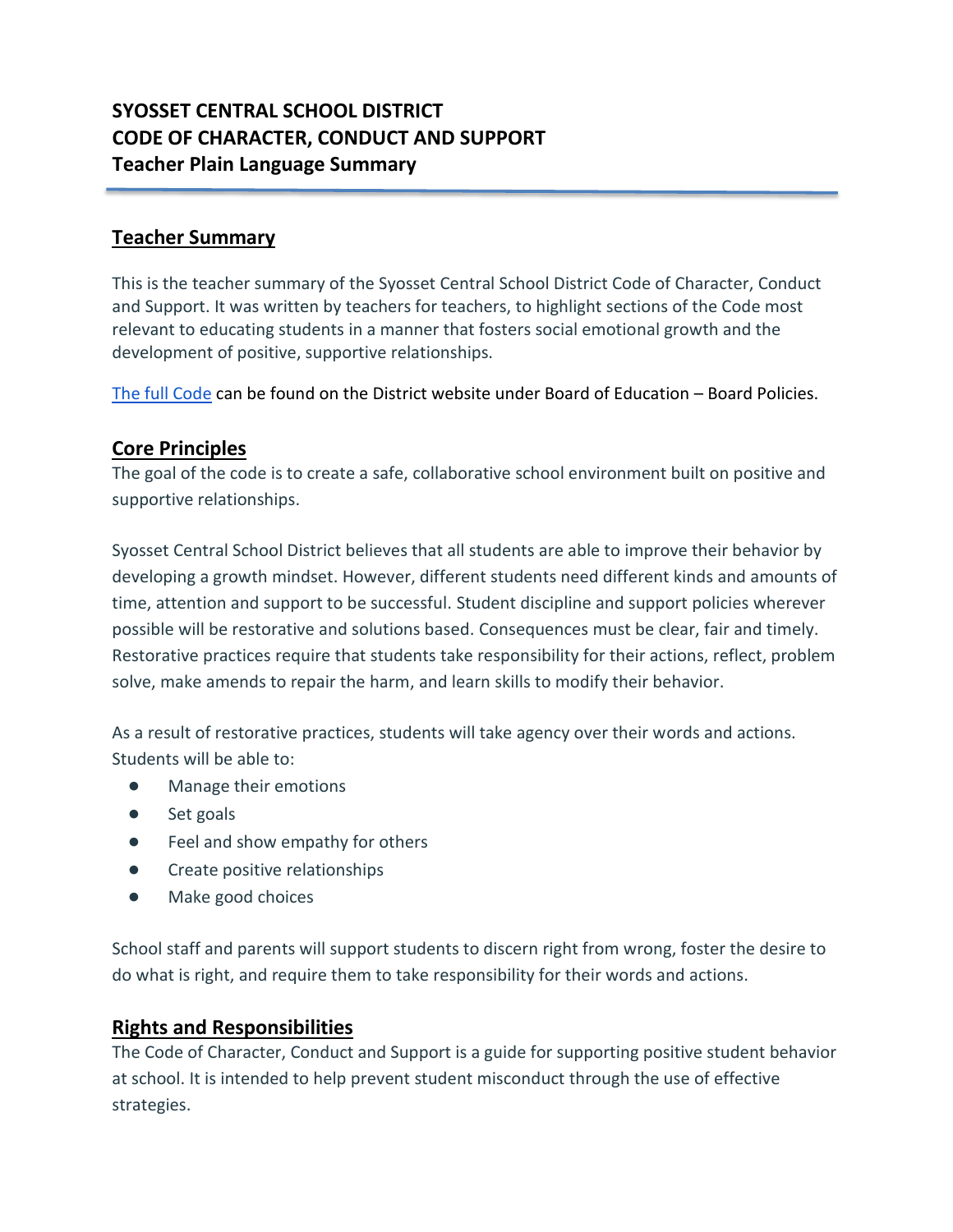# SYOSSET CENTRAL SCHOOL DISTRICT
# CODE OF CHARACTER, CONDUCT AND SUPPORT
## Teacher Plain Language Summary

---

## Teacher Summary

This is the teacher summary of the Syosset Central School District Code of Character, Conduct and Support. It was written by teachers for teachers, to highlight sections of the Code most relevant to educating students in a manner that fosters social emotional growth and the development of positive, supportive relationships.

The full Code can be found on the District website under Board of Education – Board Policies.

## Core Principles

The goal of the code is to create a safe, collaborative school environment built on positive and supportive relationships.

Syosset Central School District believes that all students are able to improve their behavior by developing a growth mindset. However, different students need different kinds and amounts of time, attention and support to be successful. Student discipline and support policies wherever possible will be restorative and solutions based. Consequences must be clear, fair and timely. Restorative practices require that students take responsibility for their actions, reflect, problem solve, make amends to repair the harm, and learn skills to modify their behavior.

As a result of restorative practices, students will take agency over their words and actions. Students will be able to:

- Manage their emotions
- Set goals
- Feel and show empathy for others
- Create positive relationships
- Make good choices

School staff and parents will support students to discern right from wrong, foster the desire to do what is right, and require them to take responsibility for their words and actions.

## Rights and Responsibilities

The Code of Character, Conduct and Support is a guide for supporting positive student behavior at school. It is intended to help prevent student misconduct through the use of effective strategies.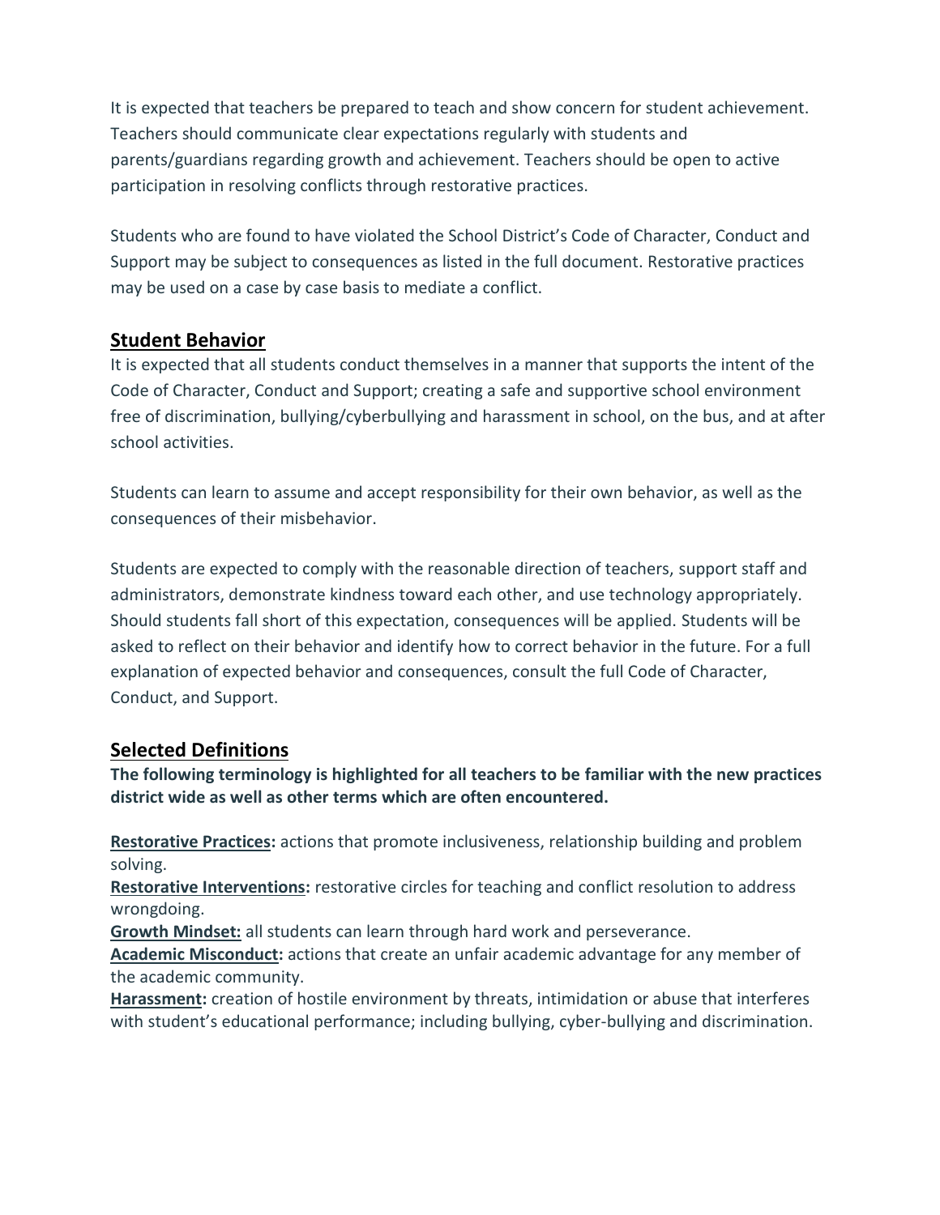It is expected that teachers be prepared to teach and show concern for student achievement. Teachers should communicate clear expectations regularly with students and parents/guardians regarding growth and achievement. Teachers should be open to active participation in resolving conflicts through restorative practices.

Students who are found to have violated the School District's Code of Character, Conduct and Support may be subject to consequences as listed in the full document. Restorative practices may be used on a case by case basis to mediate a conflict.

## Student Behavior

It is expected that all students conduct themselves in a manner that supports the intent of the Code of Character, Conduct and Support; creating a safe and supportive school environment free of discrimination, bullying/cyberbullying and harassment in school, on the bus, and at after school activities.

Students can learn to assume and accept responsibility for their own behavior, as well as the consequences of their misbehavior.

Students are expected to comply with the reasonable direction of teachers, support staff and administrators, demonstrate kindness toward each other, and use technology appropriately. Should students fall short of this expectation, consequences will be applied. Students will be asked to reflect on their behavior and identify how to correct behavior in the future. For a full explanation of expected behavior and consequences, consult the full Code of Character, Conduct, and Support.

## Selected Definitions

**The following terminology is highlighted for all teachers to be familiar with the new practices district wide as well as other terms which are often encountered.**

**Restorative Practices:** actions that promote inclusiveness, relationship building and problem solving.
**Restorative Interventions:** restorative circles for teaching and conflict resolution to address wrongdoing.
**Growth Mindset:** all students can learn through hard work and perseverance.
**Academic Misconduct:** actions that create an unfair academic advantage for any member of the academic community.
**Harassment:** creation of hostile environment by threats, intimidation or abuse that interferes with student's educational performance; including bullying, cyber-bullying and discrimination.